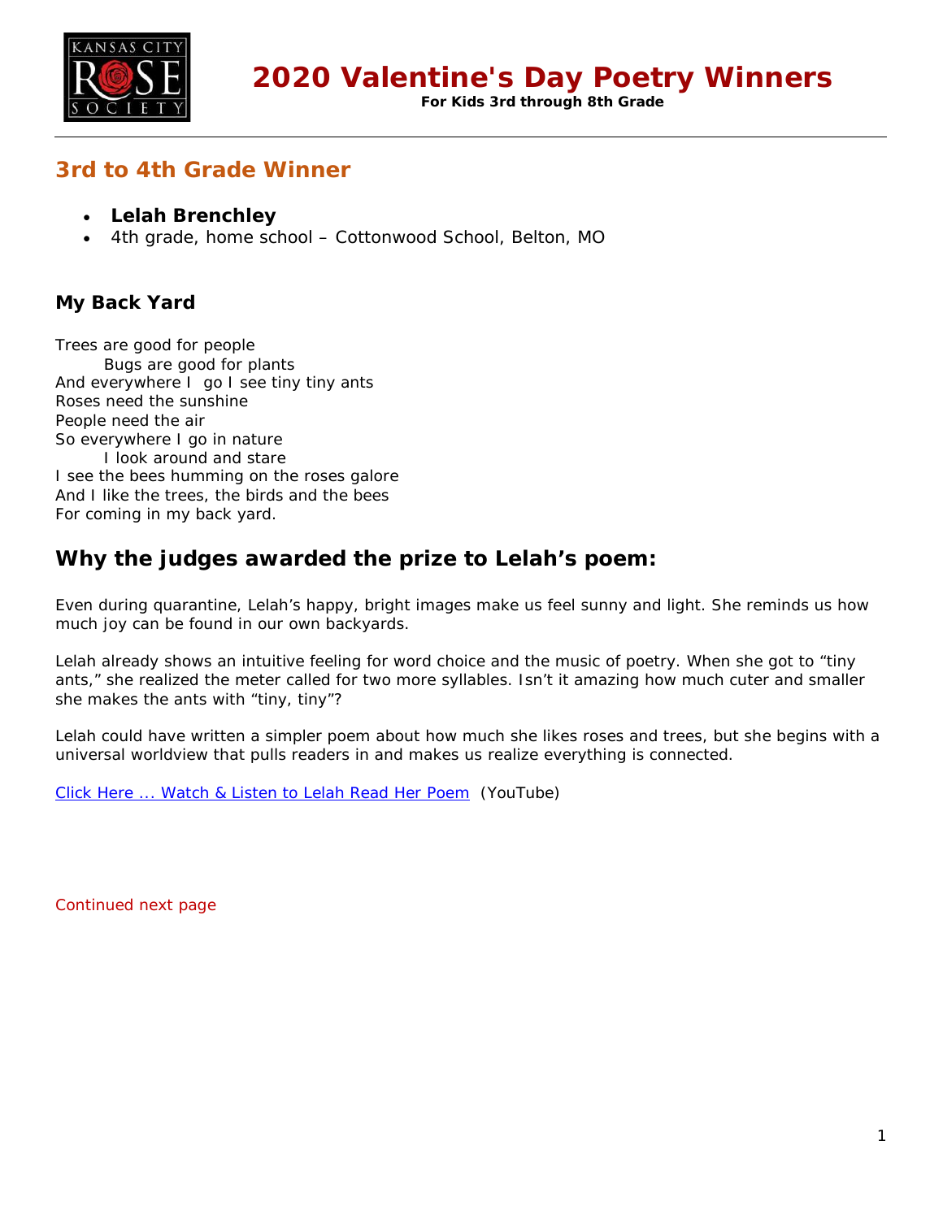# 2020 Valentine's Day Poetry Winners

**For Kids 3rd through 8th Grade**

## 3rd to 4th Grade Winner

- **Lelah Brenchley**
- 4th grade, home school – Cottonwood School, Belton, MO

### My Back Yard

Trees are good for people
    Bugs are good for plants
And everywhere I go I see tiny tiny ants
Roses need the sunshine
People need the air
So everywhere I go in nature
    I look around and stare
I see the bees humming on the roses galore
And I like the trees, the birds and the bees
For coming in my back yard.

## Why the judges awarded the prize to Lelah's poem:

Even during quarantine, Lelah's happy, bright images make us feel sunny and light. She reminds us how much joy can be found in our own backyards.

Lelah already shows an intuitive feeling for word choice and the music of poetry. When she got to "tiny ants," she realized the meter called for two more syllables. Isn't it amazing how much cuter and smaller she makes the ants with "tiny, tiny"?

Lelah could have written a simpler poem about how much she likes roses and trees, but she begins with a universal worldview that pulls readers in and makes us realize everything is connected.

Click Here ... Watch & Listen to Lelah Read Her Poem (YouTube)

Continued next page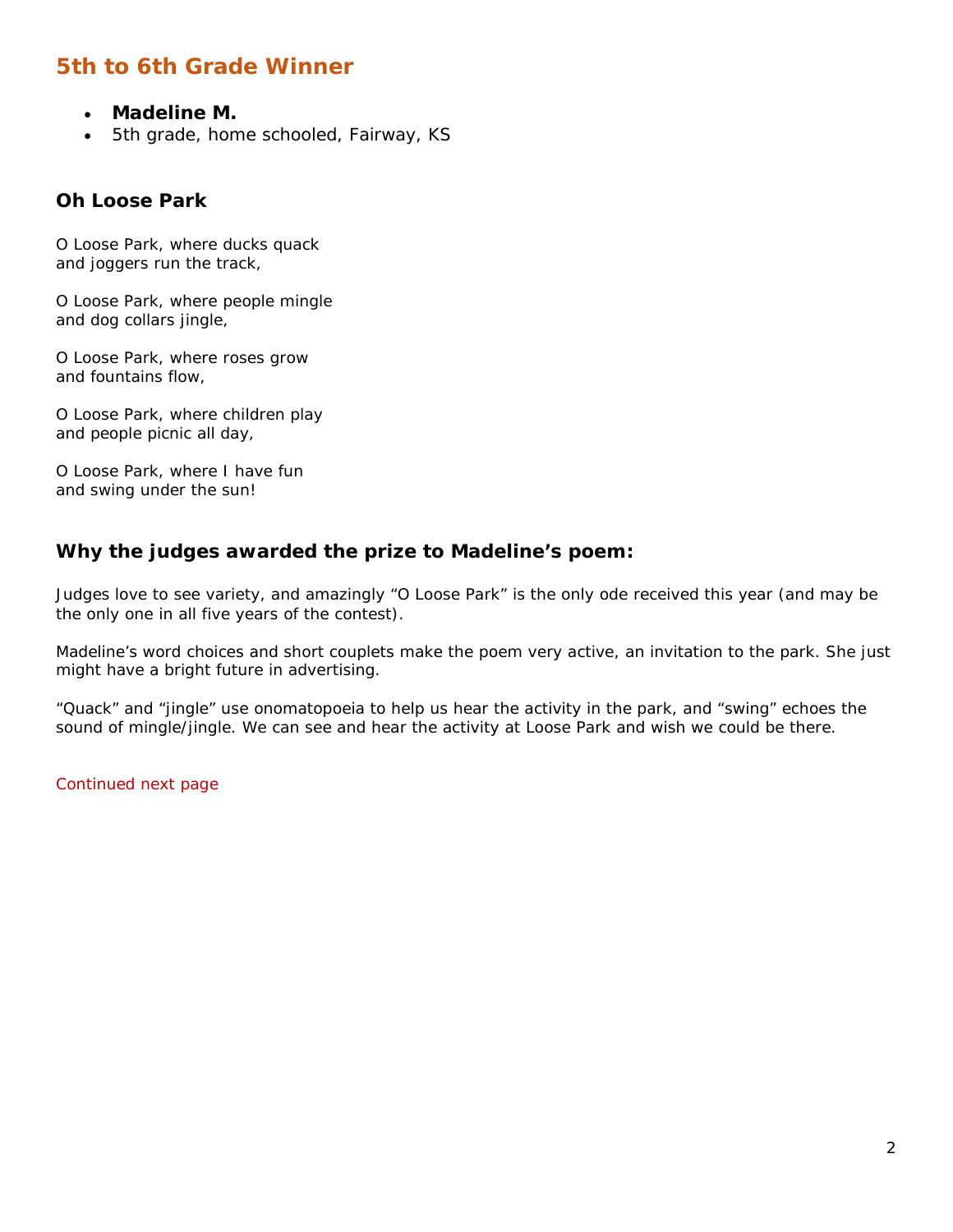## 5th to 6th Grade Winner

- **Madeline M.**
- 5th grade, home schooled, Fairway, KS

### Oh Loose Park

O Loose Park, where ducks quack  
and joggers run the track,

O Loose Park, where people mingle  
and dog collars jingle,

O Loose Park, where roses grow  
and fountains flow,

O Loose Park, where children play  
and people picnic all day,

O Loose Park, where I have fun  
and swing under the sun!

### Why the judges awarded the prize to Madeline's poem:

*Judges love to see variety, and amazingly "O Loose Park" is the only ode received this year (and may be the only one in all five years of the contest).*

*Madeline's word choices and short couplets make the poem very active, an invitation to the park. She just might have a bright future in advertising.*

*"Quack" and "jingle" use onomatopoeia to help us hear the activity in the park, and "swing" echoes the sound of mingle/jingle. We can see and hear the activity at Loose Park and wish we could be there.*

Continued next page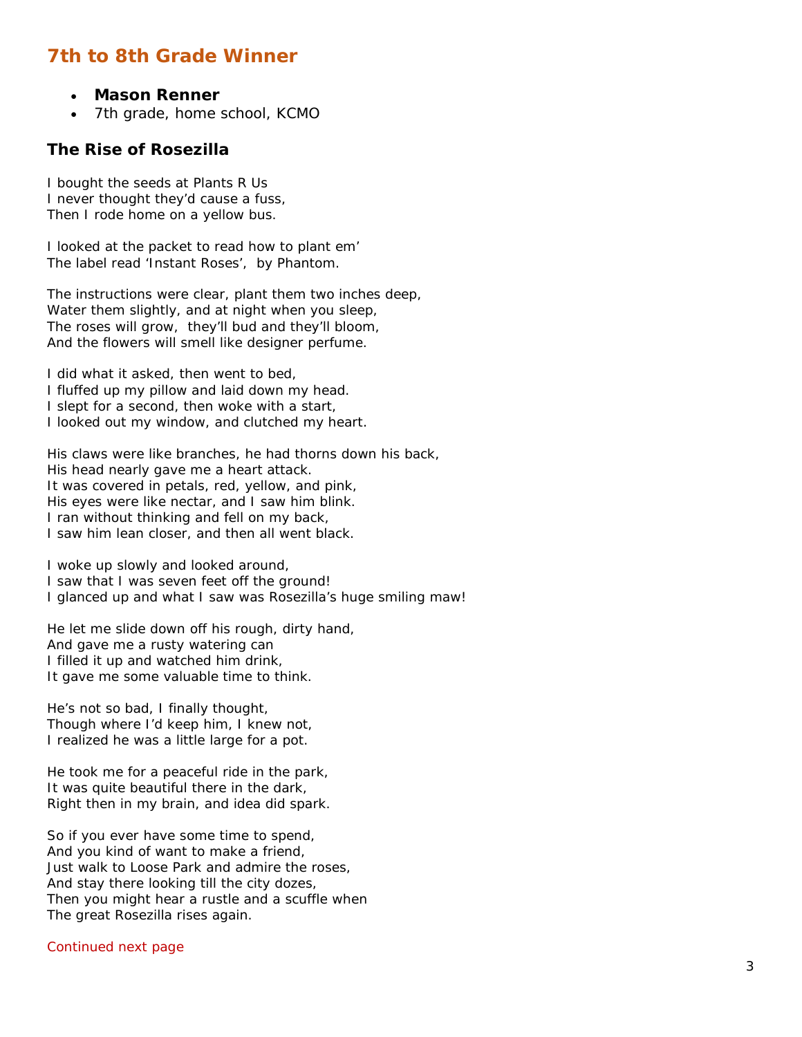## 7th to 8th Grade Winner

- **Mason Renner**
- 7th grade, home school, KCMO

### The Rise of Rosezilla

I bought the seeds at Plants R Us
I never thought they'd cause a fuss,
Then I rode home on a yellow bus.

I looked at the packet to read how to plant em'
The label read 'Instant Roses', by Phantom.

The instructions were clear, plant them two inches deep,
Water them slightly, and at night when you sleep,
The roses will grow, they'll bud and they'll bloom,
And the flowers will smell like designer perfume.

I did what it asked, then went to bed,
I fluffed up my pillow and laid down my head.
I slept for a second, then woke with a start,
I looked out my window, and clutched my heart.

His claws were like branches, he had thorns down his back,
His head nearly gave me a heart attack.
It was covered in petals, red, yellow, and pink,
His eyes were like nectar, and I saw him blink.
I ran without thinking and fell on my back,
I saw him lean closer, and then all went black.

I woke up slowly and looked around,
I saw that I was seven feet off the ground!
I glanced up and what I saw was Rosezilla's huge smiling maw!

He let me slide down off his rough, dirty hand,
And gave me a rusty watering can
I filled it up and watched him drink,
It gave me some valuable time to think.

He's not so bad, I finally thought,
Though where I'd keep him, I knew not,
I realized he was a little large for a pot.

He took me for a peaceful ride in the park,
It was quite beautiful there in the dark,
Right then in my brain, and idea did spark.

So if you ever have some time to spend,
And you kind of want to make a friend,
Just walk to Loose Park and admire the roses,
And stay there looking till the city dozes,
Then you might hear a rustle and a scuffle when
The great Rosezilla rises again.

Continued next page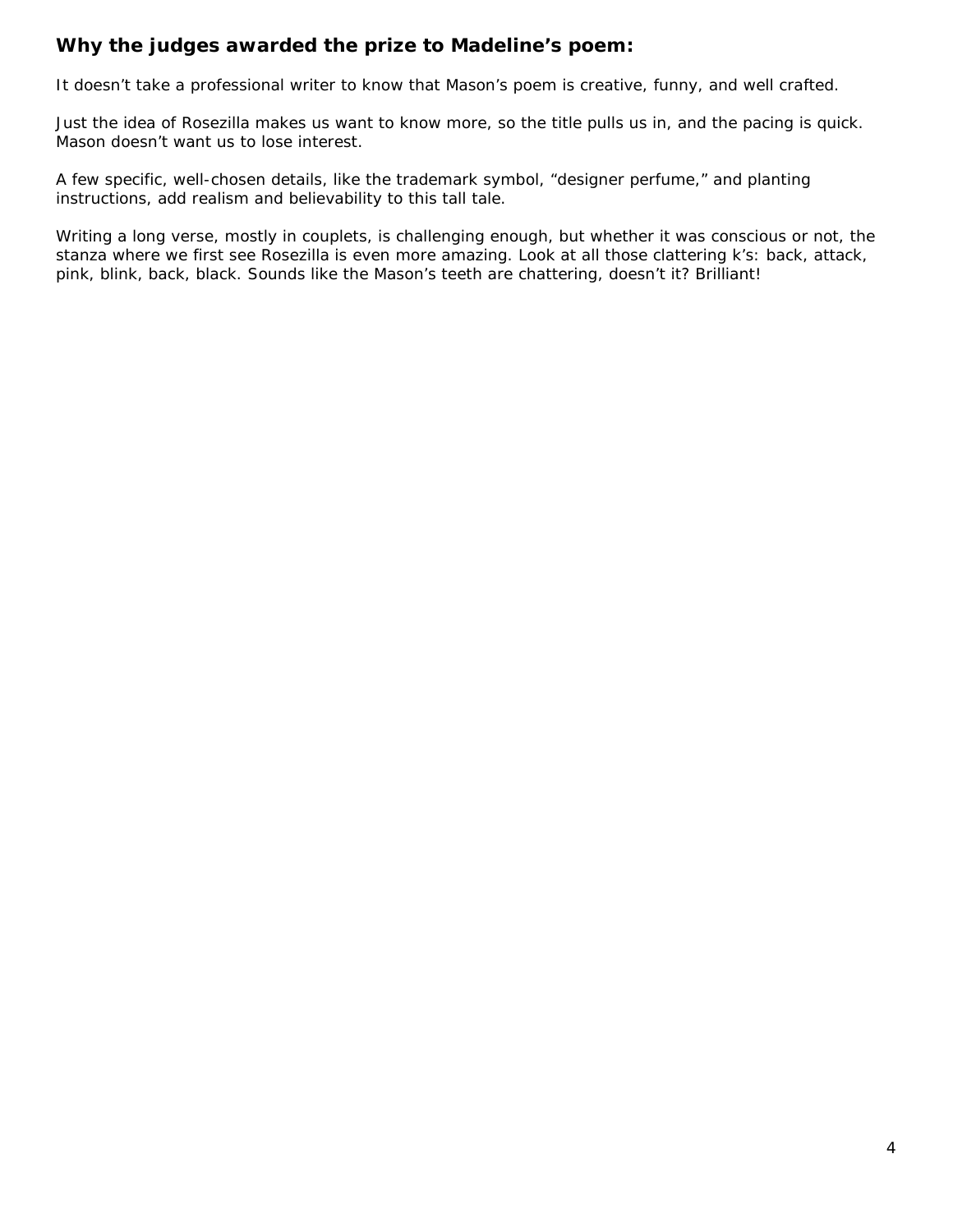## Why the judges awarded the prize to Madeline's poem:

It doesn't take a professional writer to know that Mason's poem is creative, funny, and well crafted.

Just the idea of Rosezilla makes us want to know more, so the title pulls us in, and the pacing is quick. Mason doesn't want us to lose interest.

A few specific, well-chosen details, like the trademark symbol, "designer perfume," and planting instructions, add realism and believability to this tall tale.

Writing a long verse, mostly in couplets, is challenging enough, but whether it was conscious or not, the stanza where we first see Rosezilla is even more amazing. Look at all those clattering k's: back, attack, pink, blink, back, black. Sounds like the Mason's teeth are chattering, doesn't it? Brilliant!